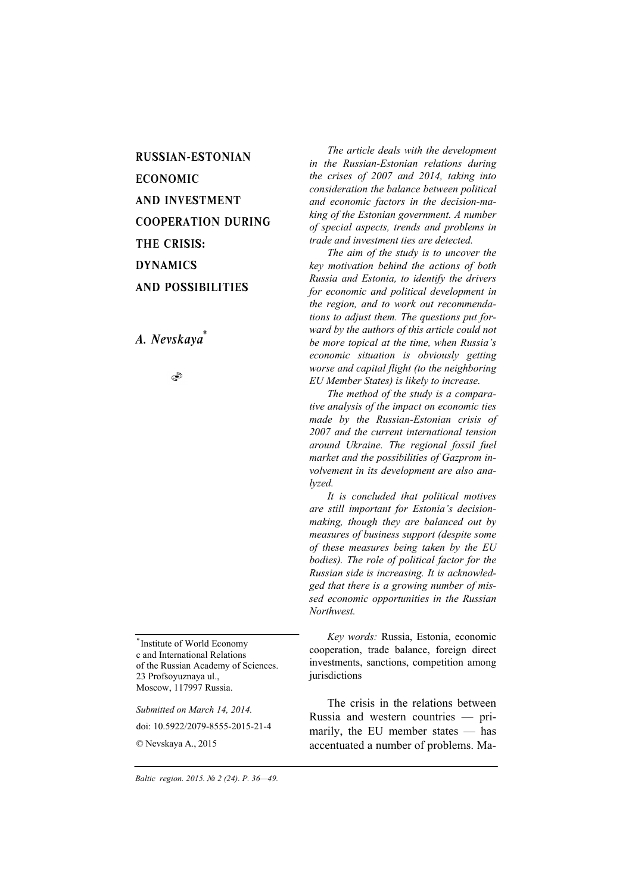# RUSSIAN-ESTONIAN ECONOMIC AND INVESTMENT COOPERATION DURING THE CRISIS: DYNAMICS AND POSSIBILITIES

***A. Nevskaya*** [*]

*The article deals with the development in the Russian-Estonian relations during the crises of 2007 and 2014, taking into consideration the balance between political and economic factors in the decision-making of the Estonian government. A number of special aspects, trends and problems in trade and investment ties are detected.*

*The aim of the study is to uncover the key motivation behind the actions of both Russia and Estonia, to identify the drivers for economic and political development in the region, and to work out recommendations to adjust them. The questions put forward by the authors of this article could not be more topical at the time, when Russia's economic situation is obviously getting worse and capital flight (to the neighboring EU Member States) is likely to increase.*

*The method of the study is a comparative analysis of the impact on economic ties made by the Russian-Estonian crisis of 2007 and the current international tension around Ukraine. The regional fossil fuel market and the possibilities of Gazprom involvement in its development are also analyzed.*

*It is concluded that political motives are still important for Estonia's decision-making, though they are balanced out by measures of business support (despite some of these measures being taken by the EU bodies). The role of political factor for the Russian side is increasing. It is acknowledged that there is a growing number of missed economic opportunities in the Russian Northwest.*

*Key words:* Russia, Estonia, economic cooperation, trade balance, foreign direct investments, sanctions, competition among jurisdictions

The crisis in the relations between Russia and western countries — primarily, the EU member states — has accentuated a number of problems. Ma-

---

[*] Institute of World Economy c and International Relations of the Russian Academy of Sciences. 23 Profsoyuznaya ul., Moscow, 117997 Russia.

*Submitted on March 14, 2014.*

doi: 10.5922/2079-8555-2015-21-4

© Nevskaya A., 2015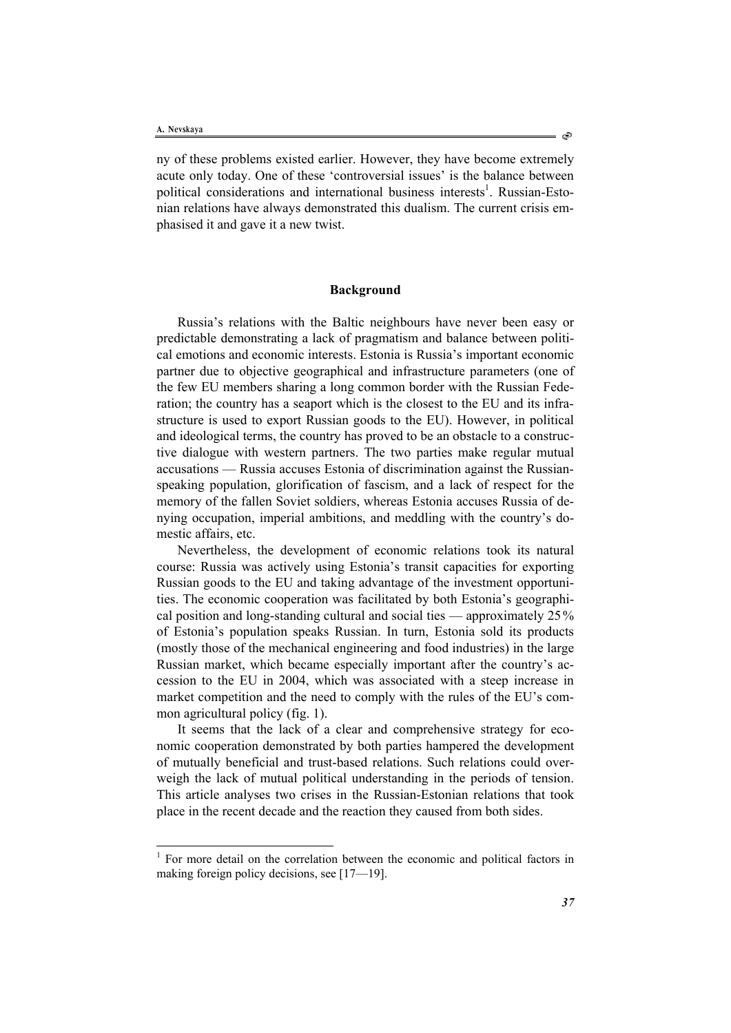ny of these problems existed earlier. However, they have become extremely acute only today. One of these 'controversial issues' is the balance between political considerations and international business interests[1]. Russian-Estonian relations have always demonstrated this dualism. The current crisis emphasised it and gave it a new twist.

## Background

Russia's relations with the Baltic neighbours have never been easy or predictable demonstrating a lack of pragmatism and balance between political emotions and economic interests. Estonia is Russia's important economic partner due to objective geographical and infrastructure parameters (one of the few EU members sharing a long common border with the Russian Federation; the country has a seaport which is the closest to the EU and its infrastructure is used to export Russian goods to the EU). However, in political and ideological terms, the country has proved to be an obstacle to a constructive dialogue with western partners. The two parties make regular mutual accusations — Russia accuses Estonia of discrimination against the Russian-speaking population, glorification of fascism, and a lack of respect for the memory of the fallen Soviet soldiers, whereas Estonia accuses Russia of denying occupation, imperial ambitions, and meddling with the country's domestic affairs, etc.

Nevertheless, the development of economic relations took its natural course: Russia was actively using Estonia's transit capacities for exporting Russian goods to the EU and taking advantage of the investment opportunities. The economic cooperation was facilitated by both Estonia's geographical position and long-standing cultural and social ties — approximately 25% of Estonia's population speaks Russian. In turn, Estonia sold its products (mostly those of the mechanical engineering and food industries) in the large Russian market, which became especially important after the country's accession to the EU in 2004, which was associated with a steep increase in market competition and the need to comply with the rules of the EU's common agricultural policy (fig. 1).

It seems that the lack of a clear and comprehensive strategy for economic cooperation demonstrated by both parties hampered the development of mutually beneficial and trust-based relations. Such relations could overweigh the lack of mutual political understanding in the periods of tension. This article analyses two crises in the Russian-Estonian relations that took place in the recent decade and the reaction they caused from both sides.

---

[1] For more detail on the correlation between the economic and political factors in making foreign policy decisions, see [17—19].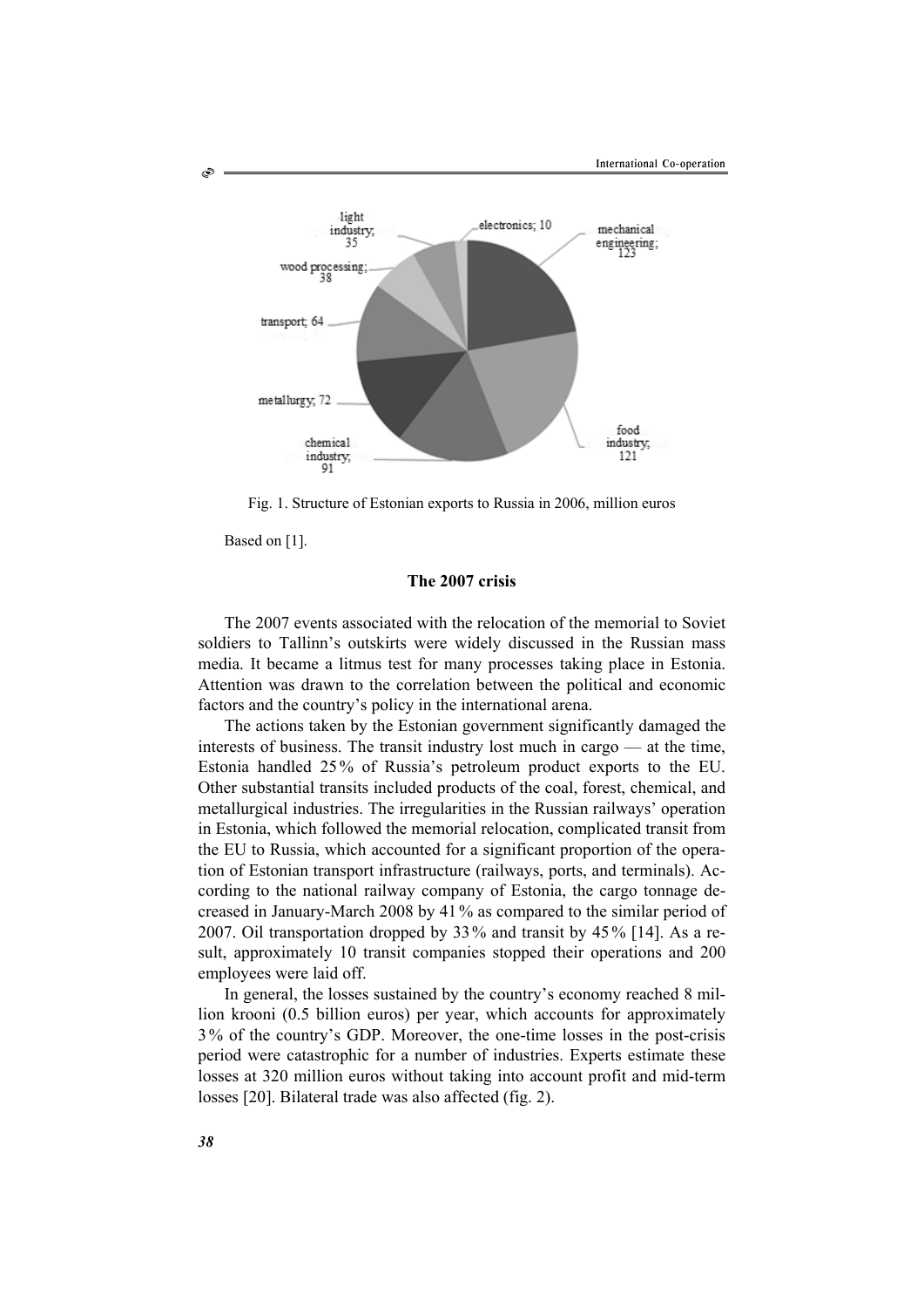Fig. 1. Structure of Estonian exports to Russia in 2006, million euros

Based on [1].

## The 2007 crisis

The 2007 events associated with the relocation of the memorial to Soviet soldiers to Tallinn's outskirts were widely discussed in the Russian mass media. It became a litmus test for many processes taking place in Estonia. Attention was drawn to the correlation between the political and economic factors and the country's policy in the international arena.

The actions taken by the Estonian government significantly damaged the interests of business. The transit industry lost much in cargo — at the time, Estonia handled 25% of Russia's petroleum product exports to the EU. Other substantial transits included products of the coal, forest, chemical, and metallurgical industries. The irregularities in the Russian railways' operation in Estonia, which followed the memorial relocation, complicated transit from the EU to Russia, which accounted for a significant proportion of the operation of Estonian transport infrastructure (railways, ports, and terminals). According to the national railway company of Estonia, the cargo tonnage decreased in January-March 2008 by 41% as compared to the similar period of 2007. Oil transportation dropped by 33% and transit by 45% [14]. As a result, approximately 10 transit companies stopped their operations and 200 employees were laid off.

In general, the losses sustained by the country's economy reached 8 million krooni (0.5 billion euros) per year, which accounts for approximately 3% of the country's GDP. Moreover, the one-time losses in the post-crisis period were catastrophic for a number of industries. Experts estimate these losses at 320 million euros without taking into account profit and mid-term losses [20]. Bilateral trade was also affected (fig. 2).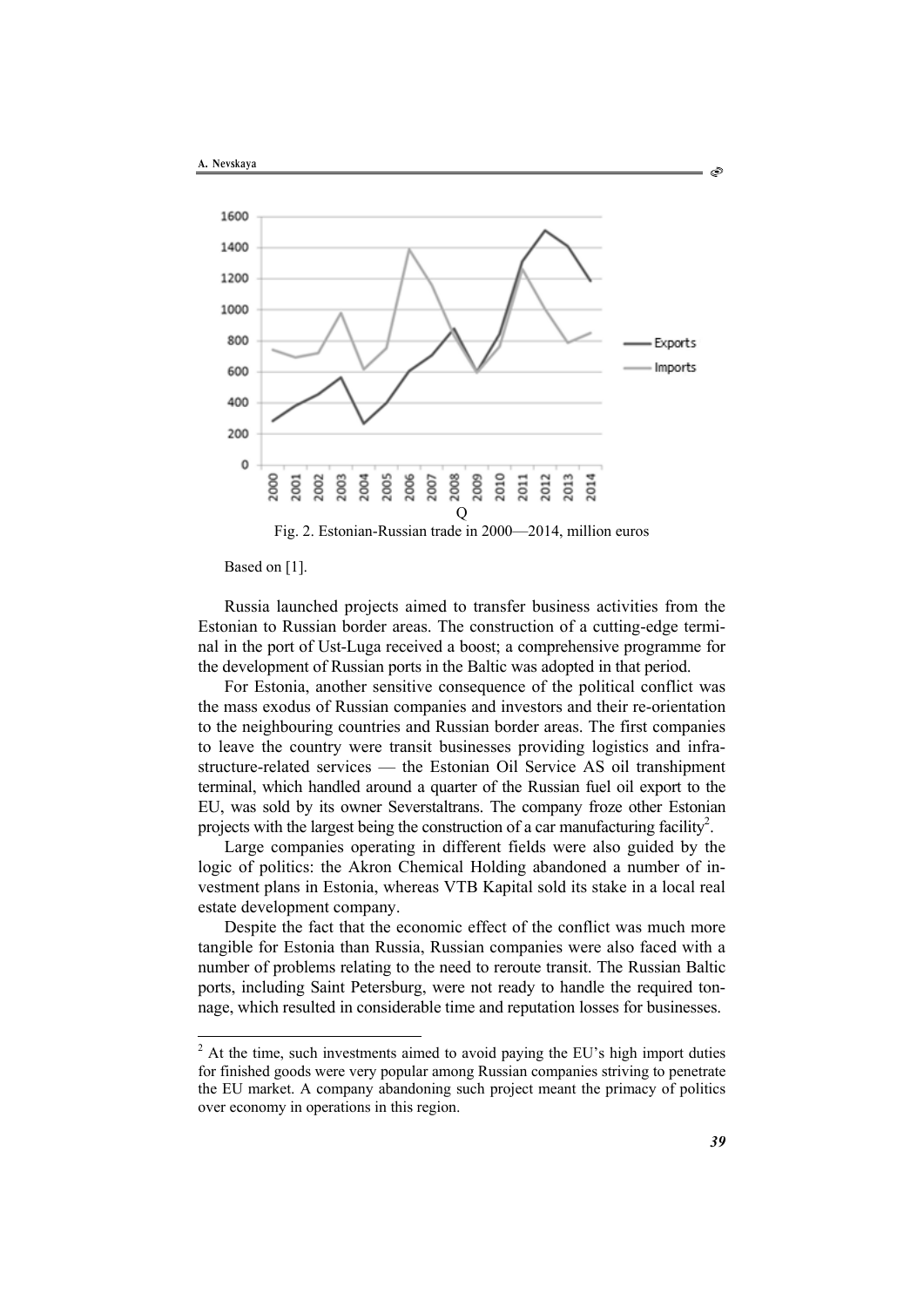Fig. 2. Estonian-Russian trade in 2000—2014, million euros

Based on [1].

Russia launched projects aimed to transfer business activities from the Estonian to Russian border areas. The construction of a cutting-edge terminal in the port of Ust-Luga received a boost; a comprehensive programme for the development of Russian ports in the Baltic was adopted in that period.

For Estonia, another sensitive consequence of the political conflict was the mass exodus of Russian companies and investors and their re-orientation to the neighbouring countries and Russian border areas. The first companies to leave the country were transit businesses providing logistics and infrastructure-related services — the Estonian Oil Service AS oil transhipment terminal, which handled around a quarter of the Russian fuel oil export to the EU, was sold by its owner Severstaltrans. The company froze other Estonian projects with the largest being the construction of a car manufacturing facility[2].

Large companies operating in different fields were also guided by the logic of politics: the Akron Chemical Holding abandoned a number of investment plans in Estonia, whereas VTB Kapital sold its stake in a local real estate development company.

Despite the fact that the economic effect of the conflict was much more tangible for Estonia than Russia, Russian companies were also faced with a number of problems relating to the need to reroute transit. The Russian Baltic ports, including Saint Petersburg, were not ready to handle the required tonnage, which resulted in considerable time and reputation losses for businesses.

---

[2] At the time, such investments aimed to avoid paying the EU's high import duties for finished goods were very popular among Russian companies striving to penetrate the EU market. A company abandoning such project meant the primacy of politics over economy in operations in this region.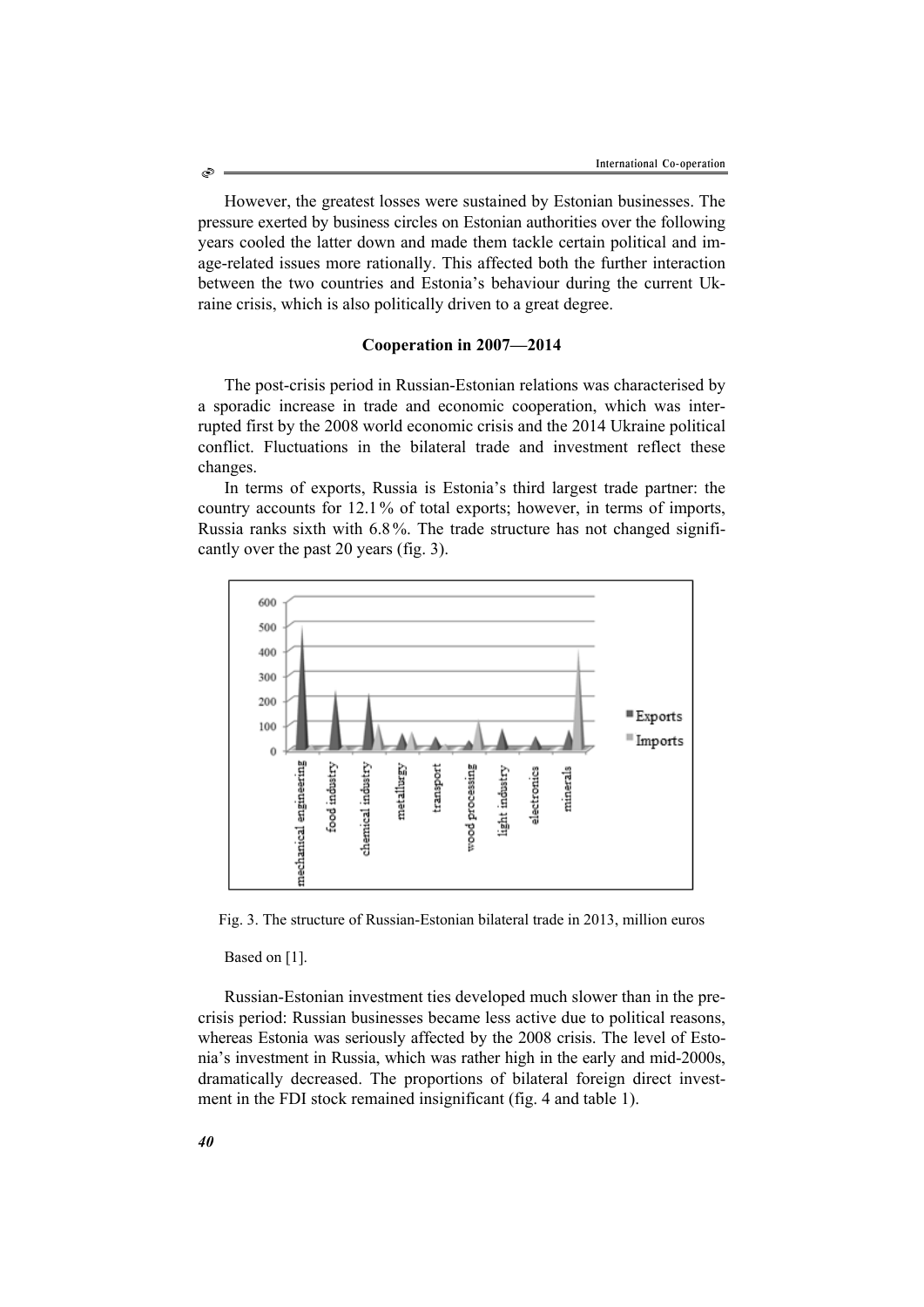However, the greatest losses were sustained by Estonian businesses. The pressure exerted by business circles on Estonian authorities over the following years cooled the latter down and made them tackle certain political and image-related issues more rationally. This affected both the further interaction between the two countries and Estonia's behaviour during the current Ukraine crisis, which is also politically driven to a great degree.

### Cooperation in 2007—2014

The post-crisis period in Russian-Estonian relations was characterised by a sporadic increase in trade and economic cooperation, which was interrupted first by the 2008 world economic crisis and the 2014 Ukraine political conflict. Fluctuations in the bilateral trade and investment reflect these changes.

In terms of exports, Russia is Estonia's third largest trade partner: the country accounts for 12.1 % of total exports; however, in terms of imports, Russia ranks sixth with 6.8 %. The trade structure has not changed significantly over the past 20 years (fig. 3).

Fig. 3. The structure of Russian-Estonian bilateral trade in 2013, million euros

Based on [1].

Russian-Estonian investment ties developed much slower than in the pre-crisis period: Russian businesses became less active due to political reasons, whereas Estonia was seriously affected by the 2008 crisis. The level of Estonia's investment in Russia, which was rather high in the early and mid-2000s, dramatically decreased. The proportions of bilateral foreign direct investment in the FDI stock remained insignificant (fig. 4 and table 1).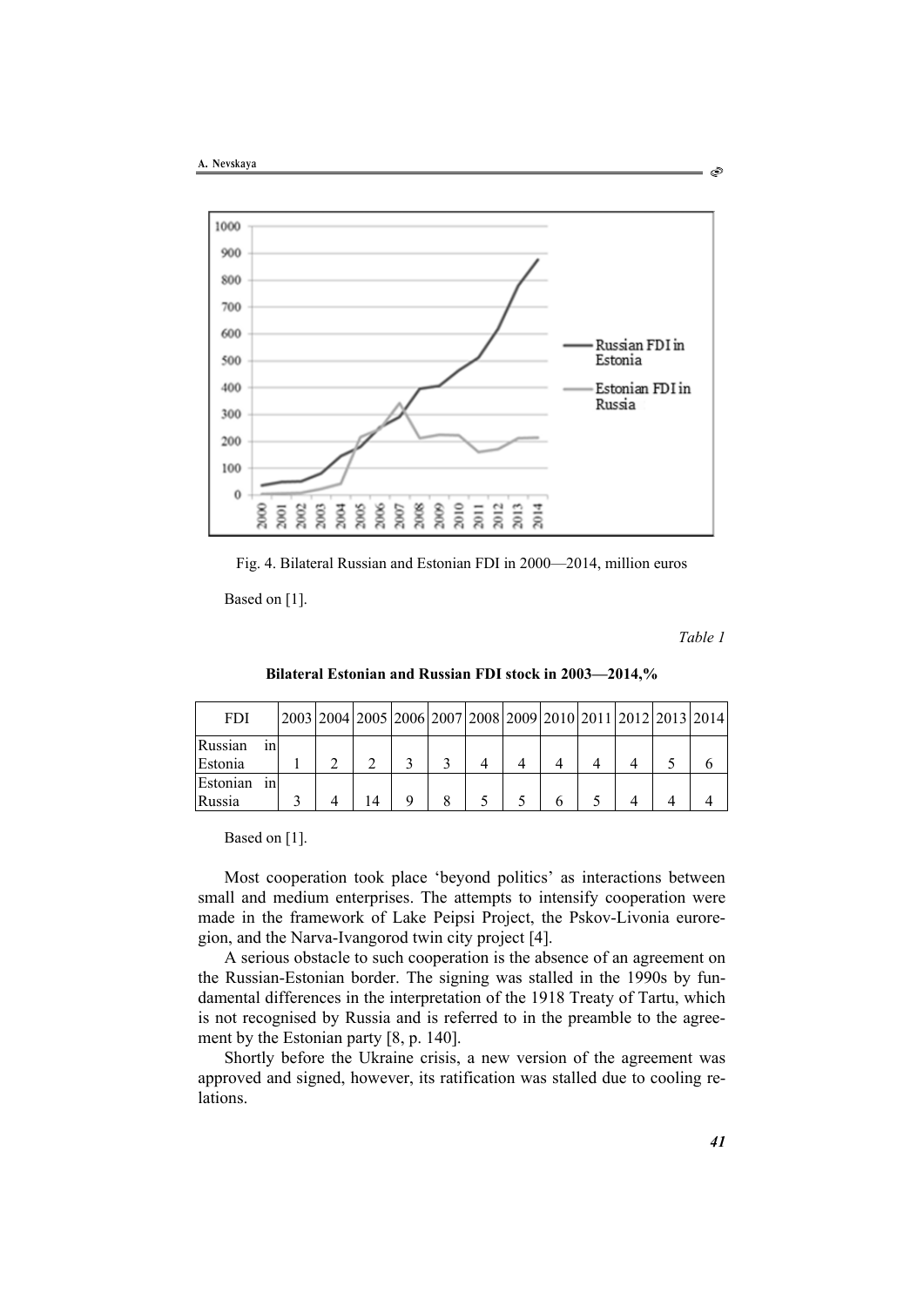Fig. 4. Bilateral Russian and Estonian FDI in 2000—2014, million euros

Based on [1].

*Table 1*

**Bilateral Estonian and Russian FDI stock in 2003—2014,%**

| FDI | 2003 | 2004 | 2005 | 2006 | 2007 | 2008 | 2009 | 2010 | 2011 | 2012 | 2013 | 2014 |
|---|---|---|---|---|---|---|---|---|---|---|---|---|
| Russian in Estonia | 1 | 2 | 2 | 3 | 3 | 4 | 4 | 4 | 4 | 4 | 5 | 6 |
| Estonian in Russia | 3 | 4 | 14 | 9 | 8 | 5 | 5 | 6 | 5 | 4 | 4 | 4 |

Based on [1].

Most cooperation took place 'beyond politics' as interactions between small and medium enterprises. The attempts to intensify cooperation were made in the framework of Lake Peipsi Project, the Pskov-Livonia euroregion, and the Narva-Ivangorod twin city project [4].

A serious obstacle to such cooperation is the absence of an agreement on the Russian-Estonian border. The signing was stalled in the 1990s by fundamental differences in the interpretation of the 1918 Treaty of Tartu, which is not recognised by Russia and is referred to in the preamble to the agreement by the Estonian party [8, p. 140].

Shortly before the Ukraine crisis, a new version of the agreement was approved and signed, however, its ratification was stalled due to cooling relations.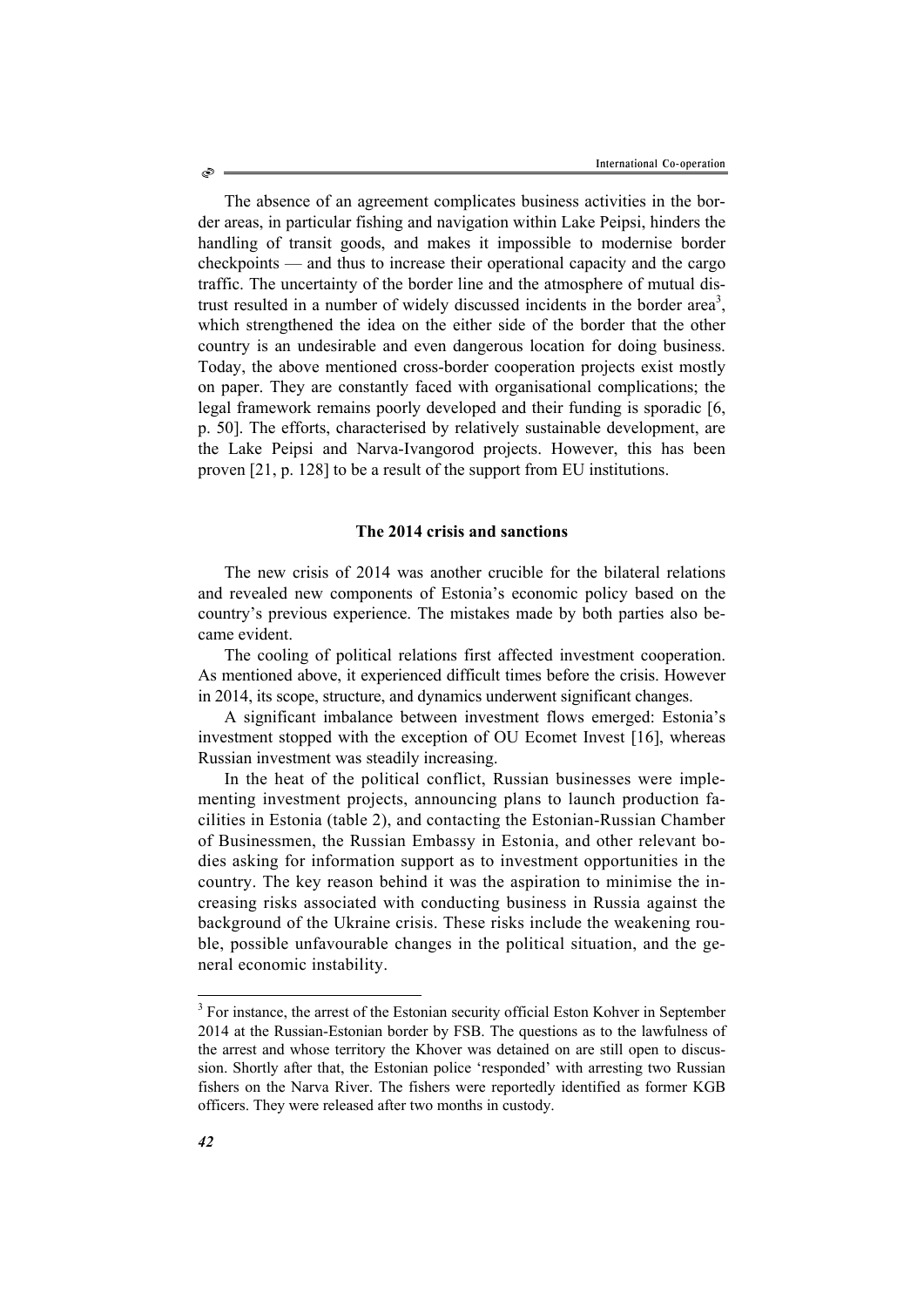The absence of an agreement complicates business activities in the border areas, in particular fishing and navigation within Lake Peipsi, hinders the handling of transit goods, and makes it impossible to modernise border checkpoints — and thus to increase their operational capacity and the cargo traffic. The uncertainty of the border line and the atmosphere of mutual distrust resulted in a number of widely discussed incidents in the border area[3], which strengthened the idea on the either side of the border that the other country is an undesirable and even dangerous location for doing business. Today, the above mentioned cross-border cooperation projects exist mostly on paper. They are constantly faced with organisational complications; the legal framework remains poorly developed and their funding is sporadic [6, p. 50]. The efforts, characterised by relatively sustainable development, are the Lake Peipsi and Narva-Ivangorod projects. However, this has been proven [21, p. 128] to be a result of the support from EU institutions.

## The 2014 crisis and sanctions

The new crisis of 2014 was another crucible for the bilateral relations and revealed new components of Estonia's economic policy based on the country's previous experience. The mistakes made by both parties also became evident.

The cooling of political relations first affected investment cooperation. As mentioned above, it experienced difficult times before the crisis. However in 2014, its scope, structure, and dynamics underwent significant changes.

A significant imbalance between investment flows emerged: Estonia's investment stopped with the exception of OU Ecomet Invest [16], whereas Russian investment was steadily increasing.

In the heat of the political conflict, Russian businesses were implementing investment projects, announcing plans to launch production facilities in Estonia (table 2), and contacting the Estonian-Russian Chamber of Businessmen, the Russian Embassy in Estonia, and other relevant bodies asking for information support as to investment opportunities in the country. The key reason behind it was the aspiration to minimise the increasing risks associated with conducting business in Russia against the background of the Ukraine crisis. These risks include the weakening rouble, possible unfavourable changes in the political situation, and the general economic instability.

---

[3] For instance, the arrest of the Estonian security official Eston Kohver in September 2014 at the Russian-Estonian border by FSB. The questions as to the lawfulness of the arrest and whose territory the Khover was detained on are still open to discussion. Shortly after that, the Estonian police 'responded' with arresting two Russian fishers on the Narva River. The fishers were reportedly identified as former KGB officers. They were released after two months in custody.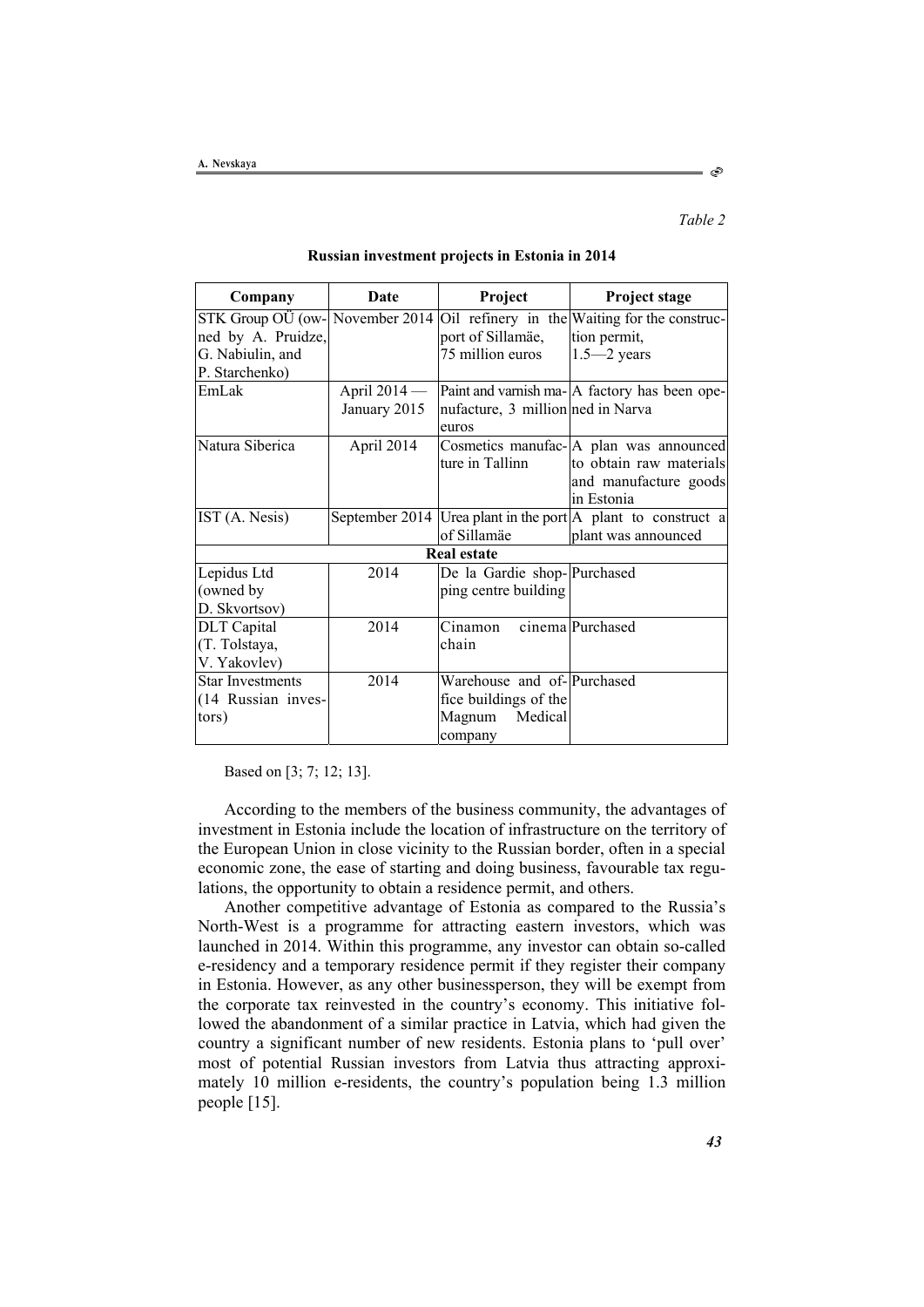*Table 2*

**Russian investment projects in Estonia in 2014**

| Company | Date | Project | Project stage |
|---|---|---|---|
| STK Group OÜ (owned by A. Pruidze, G. Nabiulin, and P. Starchenko) | November 2014 | Oil refinery in the port of Sillamäe, 75 million euros | Waiting for the construction permit, 1.5—2 years |
| EmLak | April 2014 — January 2015 | Paint and varnish manufacture, 3 million euros | A factory has been opened in Narva |
| Natura Siberica | April 2014 | Cosmetics manufacture in Tallinn | A plan was announced to obtain raw materials and manufacture goods in Estonia |
| IST (A. Nesis) | September 2014 | Urea plant in the port of Sillamäe | A plant to construct a plant was announced |
| **Real estate** | | | |
| Lepidus Ltd (owned by D. Skvortsov) | 2014 | De la Gardie shopping centre building | Purchased |
| DLT Capital (T. Tolstaya, V. Yakovlev) | 2014 | Cinamon cinema chain | Purchased |
| Star Investments (14 Russian investors) | 2014 | Warehouse and office buildings of the Magnum Medical company | Purchased |

Based on [3; 7; 12; 13].

According to the members of the business community, the advantages of investment in Estonia include the location of infrastructure on the territory of the European Union in close vicinity to the Russian border, often in a special economic zone, the ease of starting and doing business, favourable tax regulations, the opportunity to obtain a residence permit, and others.

Another competitive advantage of Estonia as compared to the Russia's North-West is a programme for attracting eastern investors, which was launched in 2014. Within this programme, any investor can obtain so-called e-residency and a temporary residence permit if they register their company in Estonia. However, as any other businessperson, they will be exempt from the corporate tax reinvested in the country's economy. This initiative followed the abandonment of a similar practice in Latvia, which had given the country a significant number of new residents. Estonia plans to 'pull over' most of potential Russian investors from Latvia thus attracting approximately 10 million e-residents, the country's population being 1.3 million people [15].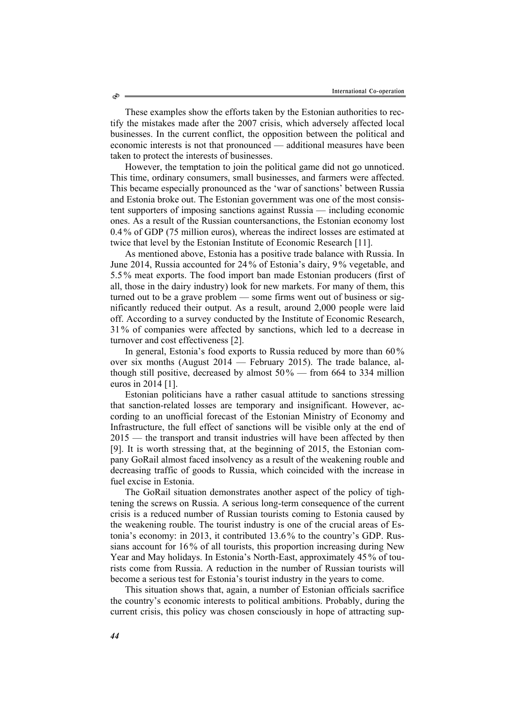These examples show the efforts taken by the Estonian authorities to rectify the mistakes made after the 2007 crisis, which adversely affected local businesses. In the current conflict, the opposition between the political and economic interests is not that pronounced — additional measures have been taken to protect the interests of businesses.

However, the temptation to join the political game did not go unnoticed. This time, ordinary consumers, small businesses, and farmers were affected. This became especially pronounced as the 'war of sanctions' between Russia and Estonia broke out. The Estonian government was one of the most consistent supporters of imposing sanctions against Russia — including economic ones. As a result of the Russian countersanctions, the Estonian economy lost 0.4% of GDP (75 million euros), whereas the indirect losses are estimated at twice that level by the Estonian Institute of Economic Research [11].

As mentioned above, Estonia has a positive trade balance with Russia. In June 2014, Russia accounted for 24% of Estonia's dairy, 9% vegetable, and 5.5% meat exports. The food import ban made Estonian producers (first of all, those in the dairy industry) look for new markets. For many of them, this turned out to be a grave problem — some firms went out of business or significantly reduced their output. As a result, around 2,000 people were laid off. According to a survey conducted by the Institute of Economic Research, 31% of companies were affected by sanctions, which led to a decrease in turnover and cost effectiveness [2].

In general, Estonia's food exports to Russia reduced by more than 60% over six months (August 2014 — February 2015). The trade balance, although still positive, decreased by almost 50% — from 664 to 334 million euros in 2014 [1].

Estonian politicians have a rather casual attitude to sanctions stressing that sanction-related losses are temporary and insignificant. However, according to an unofficial forecast of the Estonian Ministry of Economy and Infrastructure, the full effect of sanctions will be visible only at the end of 2015 — the transport and transit industries will have been affected by then [9]. It is worth stressing that, at the beginning of 2015, the Estonian company GoRail almost faced insolvency as a result of the weakening rouble and decreasing traffic of goods to Russia, which coincided with the increase in fuel excise in Estonia.

The GoRail situation demonstrates another aspect of the policy of tightening the screws on Russia. A serious long-term consequence of the current crisis is a reduced number of Russian tourists coming to Estonia caused by the weakening rouble. The tourist industry is one of the crucial areas of Estonia's economy: in 2013, it contributed 13.6% to the country's GDP. Russians account for 16% of all tourists, this proportion increasing during New Year and May holidays. In Estonia's North-East, approximately 45% of tourists come from Russia. A reduction in the number of Russian tourists will become a serious test for Estonia's tourist industry in the years to come.

This situation shows that, again, a number of Estonian officials sacrifice the country's economic interests to political ambitions. Probably, during the current crisis, this policy was chosen consciously in hope of attracting sup-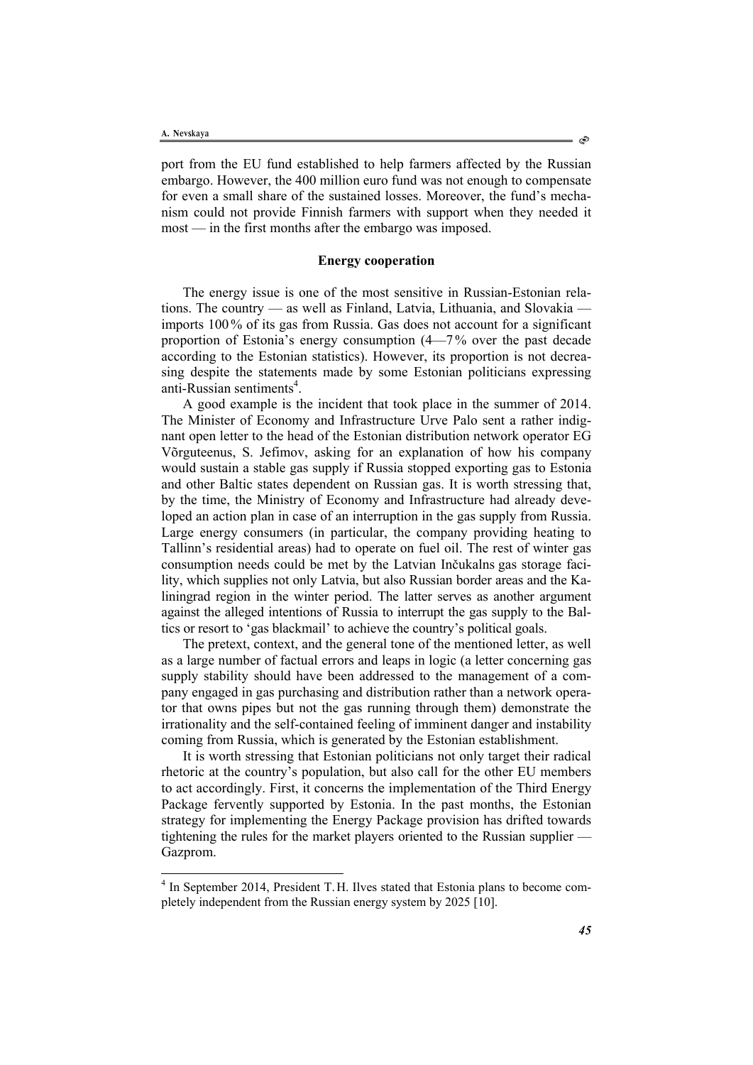port from the EU fund established to help farmers affected by the Russian embargo. However, the 400 million euro fund was not enough to compensate for even a small share of the sustained losses. Moreover, the fund's mechanism could not provide Finnish farmers with support when they needed it most — in the first months after the embargo was imposed.

### Energy cooperation

The energy issue is one of the most sensitive in Russian-Estonian relations. The country — as well as Finland, Latvia, Lithuania, and Slovakia — imports 100 % of its gas from Russia. Gas does not account for a significant proportion of Estonia's energy consumption (4—7 % over the past decade according to the Estonian statistics). However, its proportion is not decreasing despite the statements made by some Estonian politicians expressing anti-Russian sentiments[4].

A good example is the incident that took place in the summer of 2014. The Minister of Economy and Infrastructure Urve Palo sent a rather indignant open letter to the head of the Estonian distribution network operator EG Võrguteenus, S. Jefimov, asking for an explanation of how his company would sustain a stable gas supply if Russia stopped exporting gas to Estonia and other Baltic states dependent on Russian gas. It is worth stressing that, by the time, the Ministry of Economy and Infrastructure had already developed an action plan in case of an interruption in the gas supply from Russia. Large energy consumers (in particular, the company providing heating to Tallinn's residential areas) had to operate on fuel oil. The rest of winter gas consumption needs could be met by the Latvian Inčukalns gas storage facility, which supplies not only Latvia, but also Russian border areas and the Kaliningrad region in the winter period. The latter serves as another argument against the alleged intentions of Russia to interrupt the gas supply to the Baltics or resort to 'gas blackmail' to achieve the country's political goals.

The pretext, context, and the general tone of the mentioned letter, as well as a large number of factual errors and leaps in logic (a letter concerning gas supply stability should have been addressed to the management of a company engaged in gas purchasing and distribution rather than a network operator that owns pipes but not the gas running through them) demonstrate the irrationality and the self-contained feeling of imminent danger and instability coming from Russia, which is generated by the Estonian establishment.

It is worth stressing that Estonian politicians not only target their radical rhetoric at the country's population, but also call for the other EU members to act accordingly. First, it concerns the implementation of the Third Energy Package fervently supported by Estonia. In the past months, the Estonian strategy for implementing the Energy Package provision has drifted towards tightening the rules for the market players oriented to the Russian supplier — Gazprom.

---

[4] In September 2014, President T. H. Ilves stated that Estonia plans to become completely independent from the Russian energy system by 2025 [10].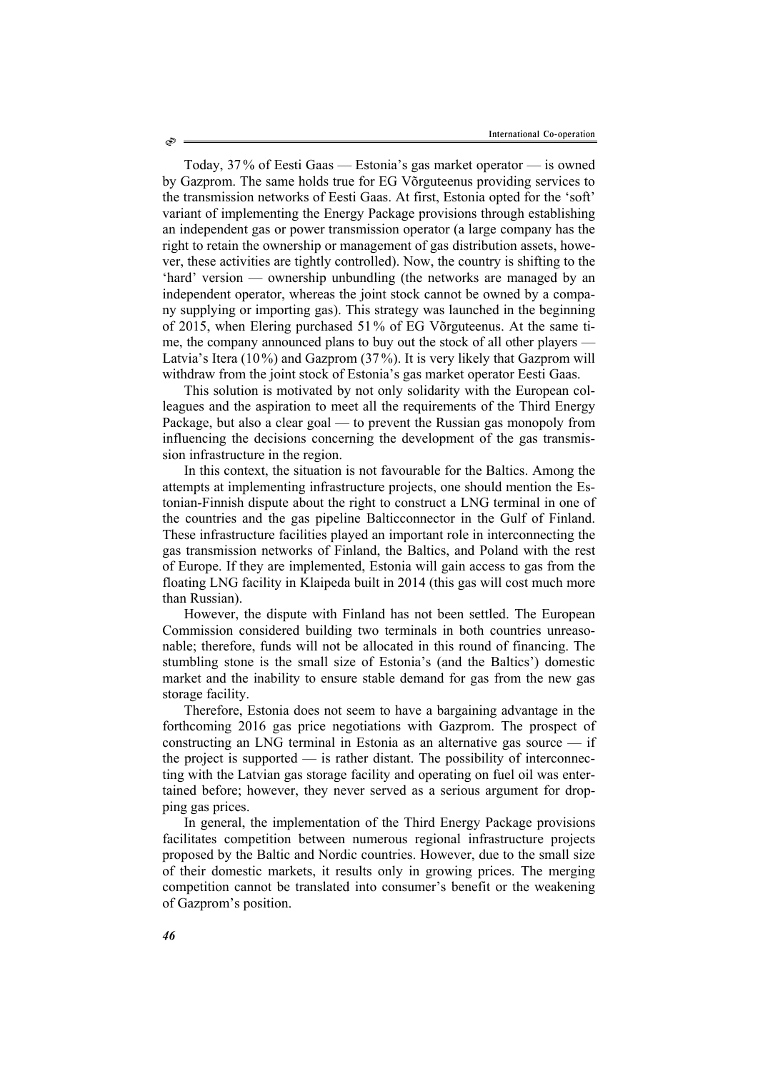Today, 37% of Eesti Gaas — Estonia's gas market operator — is owned by Gazprom. The same holds true for EG Võrguteenus providing services to the transmission networks of Eesti Gaas. At first, Estonia opted for the 'soft' variant of implementing the Energy Package provisions through establishing an independent gas or power transmission operator (a large company has the right to retain the ownership or management of gas distribution assets, however, these activities are tightly controlled). Now, the country is shifting to the 'hard' version — ownership unbundling (the networks are managed by an independent operator, whereas the joint stock cannot be owned by a company supplying or importing gas). This strategy was launched in the beginning of 2015, when Elering purchased 51% of EG Võrguteenus. At the same time, the company announced plans to buy out the stock of all other players — Latvia's Itera (10%) and Gazprom (37%). It is very likely that Gazprom will withdraw from the joint stock of Estonia's gas market operator Eesti Gaas.

This solution is motivated by not only solidarity with the European colleagues and the aspiration to meet all the requirements of the Third Energy Package, but also a clear goal — to prevent the Russian gas monopoly from influencing the decisions concerning the development of the gas transmission infrastructure in the region.

In this context, the situation is not favourable for the Baltics. Among the attempts at implementing infrastructure projects, one should mention the Estonian-Finnish dispute about the right to construct a LNG terminal in one of the countries and the gas pipeline Balticconnector in the Gulf of Finland. These infrastructure facilities played an important role in interconnecting the gas transmission networks of Finland, the Baltics, and Poland with the rest of Europe. If they are implemented, Estonia will gain access to gas from the floating LNG facility in Klaipeda built in 2014 (this gas will cost much more than Russian).

However, the dispute with Finland has not been settled. The European Commission considered building two terminals in both countries unreasonable; therefore, funds will not be allocated in this round of financing. The stumbling stone is the small size of Estonia's (and the Baltics') domestic market and the inability to ensure stable demand for gas from the new gas storage facility.

Therefore, Estonia does not seem to have a bargaining advantage in the forthcoming 2016 gas price negotiations with Gazprom. The prospect of constructing an LNG terminal in Estonia as an alternative gas source — if the project is supported — is rather distant. The possibility of interconnecting with the Latvian gas storage facility and operating on fuel oil was entertained before; however, they never served as a serious argument for dropping gas prices.

In general, the implementation of the Third Energy Package provisions facilitates competition between numerous regional infrastructure projects proposed by the Baltic and Nordic countries. However, due to the small size of their domestic markets, it results only in growing prices. The merging competition cannot be translated into consumer's benefit or the weakening of Gazprom's position.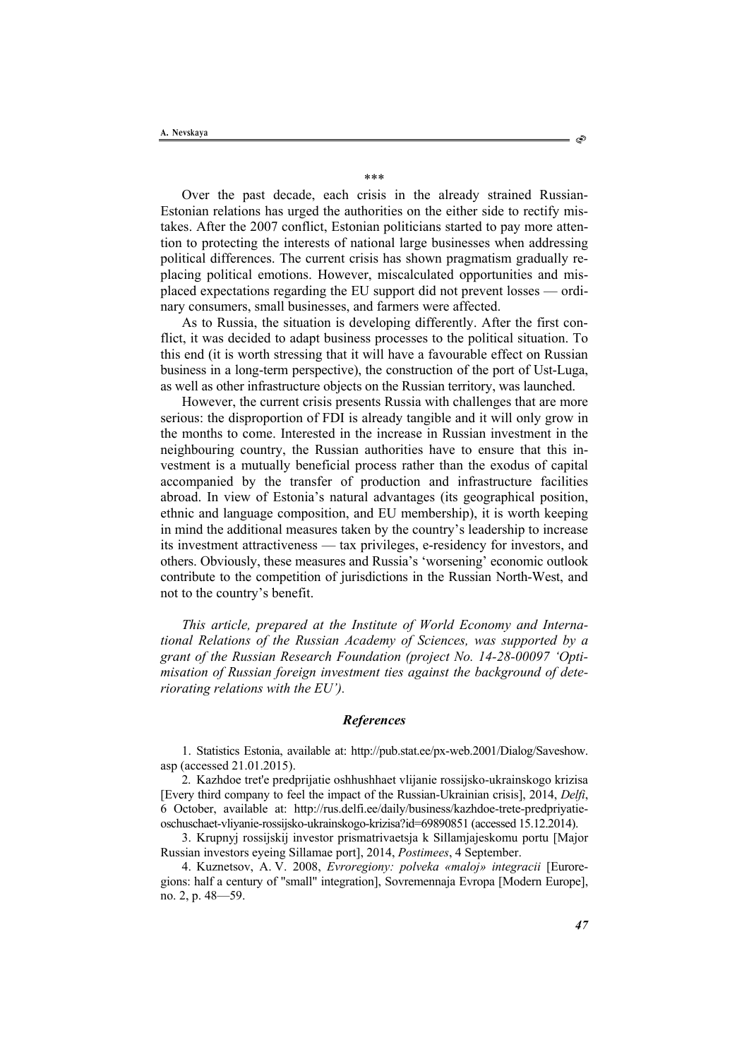\*\*\*

Over the past decade, each crisis in the already strained Russian-Estonian relations has urged the authorities on the either side to rectify mistakes. After the 2007 conflict, Estonian politicians started to pay more attention to protecting the interests of national large businesses when addressing political differences. The current crisis has shown pragmatism gradually replacing political emotions. However, miscalculated opportunities and misplaced expectations regarding the EU support did not prevent losses — ordinary consumers, small businesses, and farmers were affected.

As to Russia, the situation is developing differently. After the first conflict, it was decided to adapt business processes to the political situation. To this end (it is worth stressing that it will have a favourable effect on Russian business in a long-term perspective), the construction of the port of Ust-Luga, as well as other infrastructure objects on the Russian territory, was launched.

However, the current crisis presents Russia with challenges that are more serious: the disproportion of FDI is already tangible and it will only grow in the months to come. Interested in the increase in Russian investment in the neighbouring country, the Russian authorities have to ensure that this investment is a mutually beneficial process rather than the exodus of capital accompanied by the transfer of production and infrastructure facilities abroad. In view of Estonia's natural advantages (its geographical position, ethnic and language composition, and EU membership), it is worth keeping in mind the additional measures taken by the country's leadership to increase its investment attractiveness — tax privileges, e-residency for investors, and others. Obviously, these measures and Russia's 'worsening' economic outlook contribute to the competition of jurisdictions in the Russian North-West, and not to the country's benefit.

*This article, prepared at the Institute of World Economy and International Relations of the Russian Academy of Sciences, was supported by a grant of the Russian Research Foundation (project No. 14-28-00097 'Optimisation of Russian foreign investment ties against the background of deteriorating relations with the EU').*

## *References*

1. Statistics Estonia, available at: http://pub.stat.ee/px-web.2001/Dialog/Saveshow.asp (accessed 21.01.2015).

2. Kazhdoe tret'e predprijatie oshhushhaet vlijanie rossijsko-ukrainskogo krizisa [Every third company to feel the impact of the Russian-Ukrainian crisis], 2014, *Delfi*, 6 October, available at: http://rus.delfi.ee/daily/business/kazhdoe-trete-predpriyatie-oschuschaet-vliyanie-rossijsko-ukrainskogo-krizisa?id=69890851 (accessed 15.12.2014).

3. Krupnyj rossijskij investor prismatrivaetsja k Sillamjajeskomu portu [Major Russian investors eyeing Sillamae port], 2014, *Postimees*, 4 September.

4. Kuznetsov, A. V. 2008, *Evroregiony: polveka «maloj» integracii* [Euroregions: half a century of "small" integration], Sovremennaja Evropa [Modern Europe], no. 2, p. 48—59.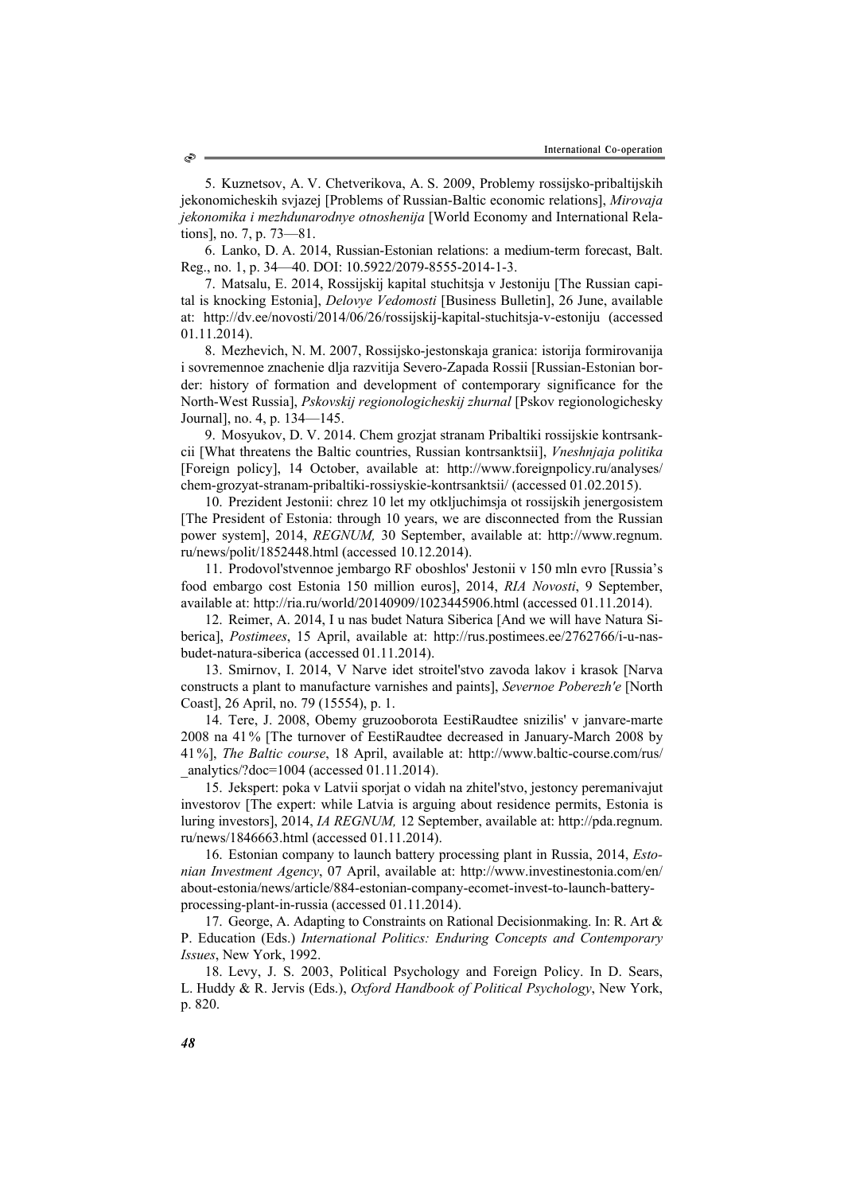5. Kuznetsov, A. V. Chetverikova, A. S. 2009, Problemy rossijsko-pribaltijskih jekonomicheskih svjazej [Problems of Russian-Baltic economic relations], *Mirovaja jekonomika i mezhdunarodnye otnoshenija* [World Economy and International Relations], no. 7, p. 73—81.

6. Lanko, D. A. 2014, Russian-Estonian relations: a medium-term forecast, Balt. Reg., no. 1, p. 34—40. DOI: 10.5922/2079-8555-2014-1-3.

7. Matsalu, E. 2014, Rossijskij kapital stuchitsja v Jestoniju [The Russian capital is knocking Estonia], *Delovye Vedomosti* [Business Bulletin], 26 June, available at: http://dv.ee/novosti/2014/06/26/rossijskij-kapital-stuchitsja-v-estoniju (accessed 01.11.2014).

8. Mezhevich, N. M. 2007, Rossijsko-jestonskaja granica: istorija formirovanija i sovremennoe znachenie dlja razvitija Severo-Zapada Rossii [Russian-Estonian border: history of formation and development of contemporary significance for the North-West Russia], *Pskovskij regionologicheskij zhurnal* [Pskov regionologichesky Journal], no. 4, p. 134—145.

9. Mosyukov, D. V. 2014. Chem grozjat stranam Pribaltiki rossijskie kontrsankcii [What threatens the Baltic countries, Russian kontrsanktsii], *Vneshnjaja politika* [Foreign policy], 14 October, available at: http://www.foreignpolicy.ru/analyses/chem-grozyat-stranam-pribaltiki-rossiyskie-kontrsanktsii/ (accessed 01.02.2015).

10. Prezident Jestonii: chrez 10 let my otkljuchimsja ot rossijskih jenergosistem [The President of Estonia: through 10 years, we are disconnected from the Russian power system], 2014, *REGNUM,* 30 September, available at: http://www.regnum.ru/news/polit/1852448.html (accessed 10.12.2014).

11. Prodovol'stvennoe jembargo RF oboshlos' Jestonii v 150 mln evro [Russia's food embargo cost Estonia 150 million euros], 2014, *RIA Novosti*, 9 September, available at: http://ria.ru/world/20140909/1023445906.html (accessed 01.11.2014).

12. Reimer, A. 2014, I u nas budet Natura Siberica [And we will have Natura Siberica], *Postimees*, 15 April, available at: http://rus.postimees.ee/2762766/i-u-nas-budet-natura-siberica (accessed 01.11.2014).

13. Smirnov, I. 2014, V Narve idet stroitel'stvo zavoda lakov i krasok [Narva constructs a plant to manufacture varnishes and paints], *Severnoe Poberezh'e* [North Coast], 26 April, no. 79 (15554), p. 1.

14. Tere, J. 2008, Obemy gruzooborota EestiRaudtee snizilis' v janvare-marte 2008 na 41% [The turnover of EestiRaudtee decreased in January-March 2008 by 41%], *The Baltic course*, 18 April, available at: http://www.baltic-course.com/rus/_analytics/?doc=1004 (accessed 01.11.2014).

15. Jekspert: poka v Latvii sporjat o vidah na zhitel'stvo, jestoncy peremanivajut investorov [The expert: while Latvia is arguing about residence permits, Estonia is luring investors], 2014, *IA REGNUM,* 12 September, available at: http://pda.regnum.ru/news/1846663.html (accessed 01.11.2014).

16. Estonian company to launch battery processing plant in Russia, 2014, *Estonian Investment Agency*, 07 April, available at: http://www.investinestonia.com/en/about-estonia/news/article/884-estonian-company-ecomet-invest-to-launch-battery-processing-plant-in-russia (accessed 01.11.2014).

17. George, A. Adapting to Constraints on Rational Decisionmaking. In: R. Art & P. Education (Eds.) *International Politics: Enduring Concepts and Contemporary Issues*, New York, 1992.

18. Levy, J. S. 2003, Political Psychology and Foreign Policy. In D. Sears, L. Huddy & R. Jervis (Eds.), *Oxford Handbook of Political Psychology*, New York, p. 820.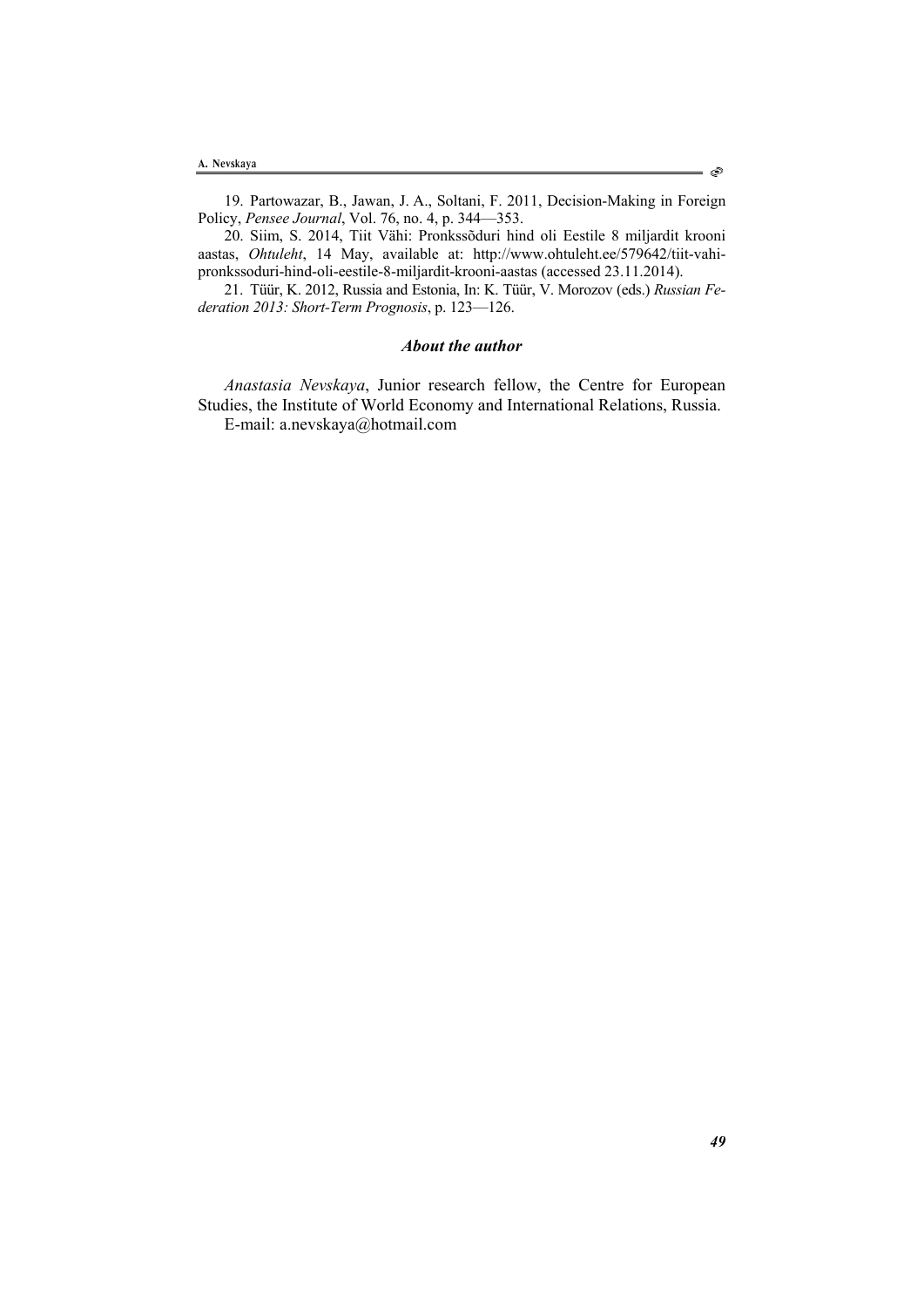19. Partowazar, B., Jawan, J. A., Soltani, F. 2011, Decision-Making in Foreign Policy, *Pensee Journal*, Vol. 76, no. 4, p. 344—353.

20. Siim, S. 2014, Tiit Vähi: Pronkssõduri hind oli Eestile 8 miljardit krooni aastas, *Ohtuleht*, 14 May, available at: http://www.ohtuleht.ee/579642/tiit-vahi-pronkssoduri-hind-oli-eestile-8-miljardit-krooni-aastas (accessed 23.11.2014).

21. Tüür, K. 2012, Russia and Estonia, In: K. Tüür, V. Morozov (eds.) *Russian Federation 2013: Short-Term Prognosis*, p. 123—126.

### *About the author*

*Anastasia Nevskaya*, Junior research fellow, the Centre for European Studies, the Institute of World Economy and International Relations, Russia.

E-mail: a.nevskaya@hotmail.com